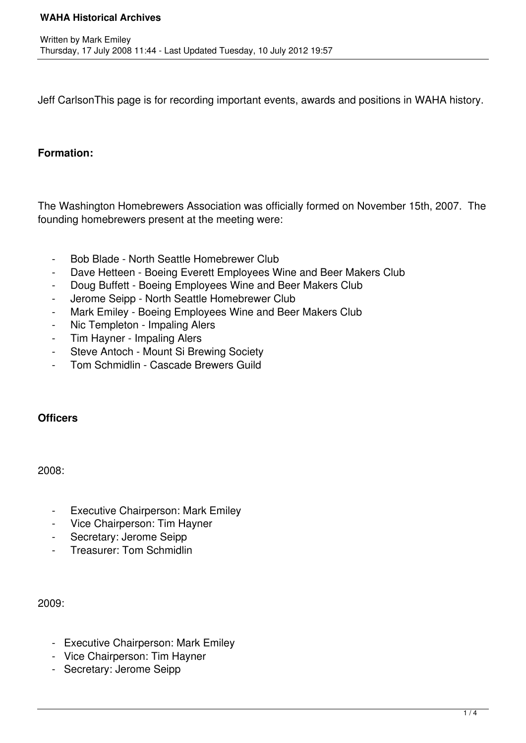Jeff CarlsonThis page is for recording important events, awards and positions in WAHA history.

**Formation:**

The Washington Homebrewers Association was officially formed on November 15th, 2007.  The founding homebrewers present at the meeting were:

- Bob Blade - North Seattle Homebrewer Club
- Dave Hetteen - Boeing Everett Employees Wine and Beer Makers Club
- Doug Buffett - Boeing Employees Wine and Beer Makers Club
- Jerome Seipp - North Seattle Homebrewer Club
- Mark Emiley - Boeing Employees Wine and Beer Makers Club
- Nic Templeton - Impaling Alers
- Tim Hayner - Impaling Alers
- Steve Antoch - Mount Si Brewing Society
- Tom Schmidlin - Cascade Brewers Guild

**Officers**

2008:

- Executive Chairperson: Mark Emiley
- Vice Chairperson: Tim Hayner
- Secretary: Jerome Seipp
- Treasurer: Tom Schmidlin

2009:

- Executive Chairperson: Mark Emiley
- Vice Chairperson: Tim Hayner
- Secretary: Jerome Seipp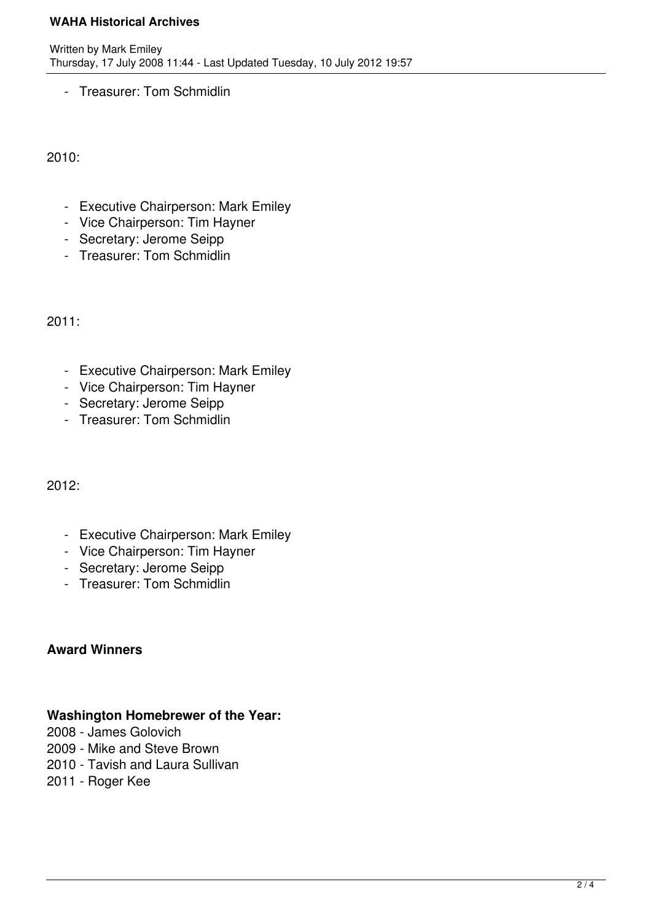- Treasurer: Tom Schmidlin

2010:

- Executive Chairperson: Mark Emiley
- Vice Chairperson: Tim Hayner
- Secretary: Jerome Seipp
- Treasurer: Tom Schmidlin

2011:

- Executive Chairperson: Mark Emiley
- Vice Chairperson: Tim Hayner
- Secretary: Jerome Seipp
- Treasurer: Tom Schmidlin

2012:

- Executive Chairperson: Mark Emiley
- Vice Chairperson: Tim Hayner
- Secretary: Jerome Seipp
- Treasurer: Tom Schmidlin

**Award Winners**

**Washington Homebrewer of the Year:**

2008 - James Golovich
2009 - Mike and Steve Brown
2010 - Tavish and Laura Sullivan
2011 - Roger Kee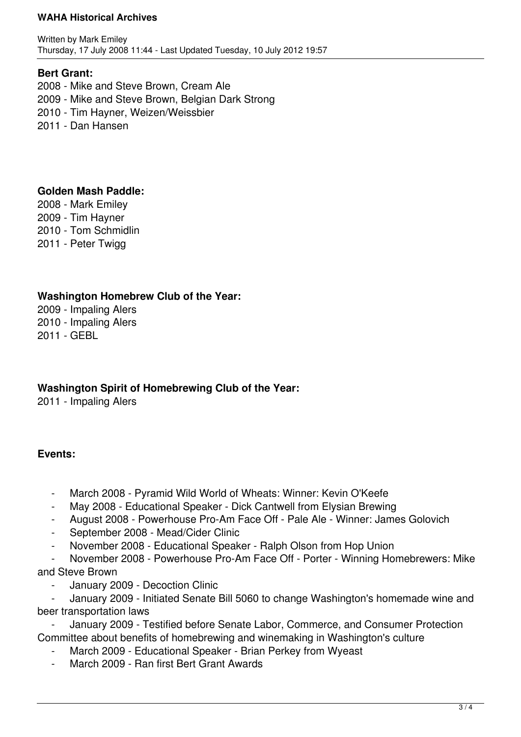**Bert Grant:**

2008 - Mike and Steve Brown, Cream Ale
2009 - Mike and Steve Brown, Belgian Dark Strong
2010 - Tim Hayner, Weizen/Weissbier
2011 - Dan Hansen

**Golden Mash Paddle:**

2008 - Mark Emiley
2009 - Tim Hayner
2010 - Tom Schmidlin
2011 - Peter Twigg

**Washington Homebrew Club of the Year:**

2009 - Impaling Alers
2010 - Impaling Alers
2011 - GEBL

**Washington Spirit of Homebrewing Club of the Year:**

2011 - Impaling Alers

**Events:**

- March 2008 - Pyramid Wild World of Wheats: Winner: Kevin O'Keefe
- May 2008 - Educational Speaker - Dick Cantwell from Elysian Brewing
- August 2008 - Powerhouse Pro-Am Face Off - Pale Ale - Winner: James Golovich
- September 2008 - Mead/Cider Clinic
- November 2008 - Educational Speaker - Ralph Olson from Hop Union
- November 2008 - Powerhouse Pro-Am Face Off - Porter - Winning Homebrewers: Mike and Steve Brown
- January 2009 - Decoction Clinic
- January 2009 - Initiated Senate Bill 5060 to change Washington's homemade wine and beer transportation laws
- January 2009 - Testified before Senate Labor, Commerce, and Consumer Protection Committee about benefits of homebrewing and winemaking in Washington's culture
- March 2009 - Educational Speaker - Brian Perkey from Wyeast
- March 2009 - Ran first Bert Grant Awards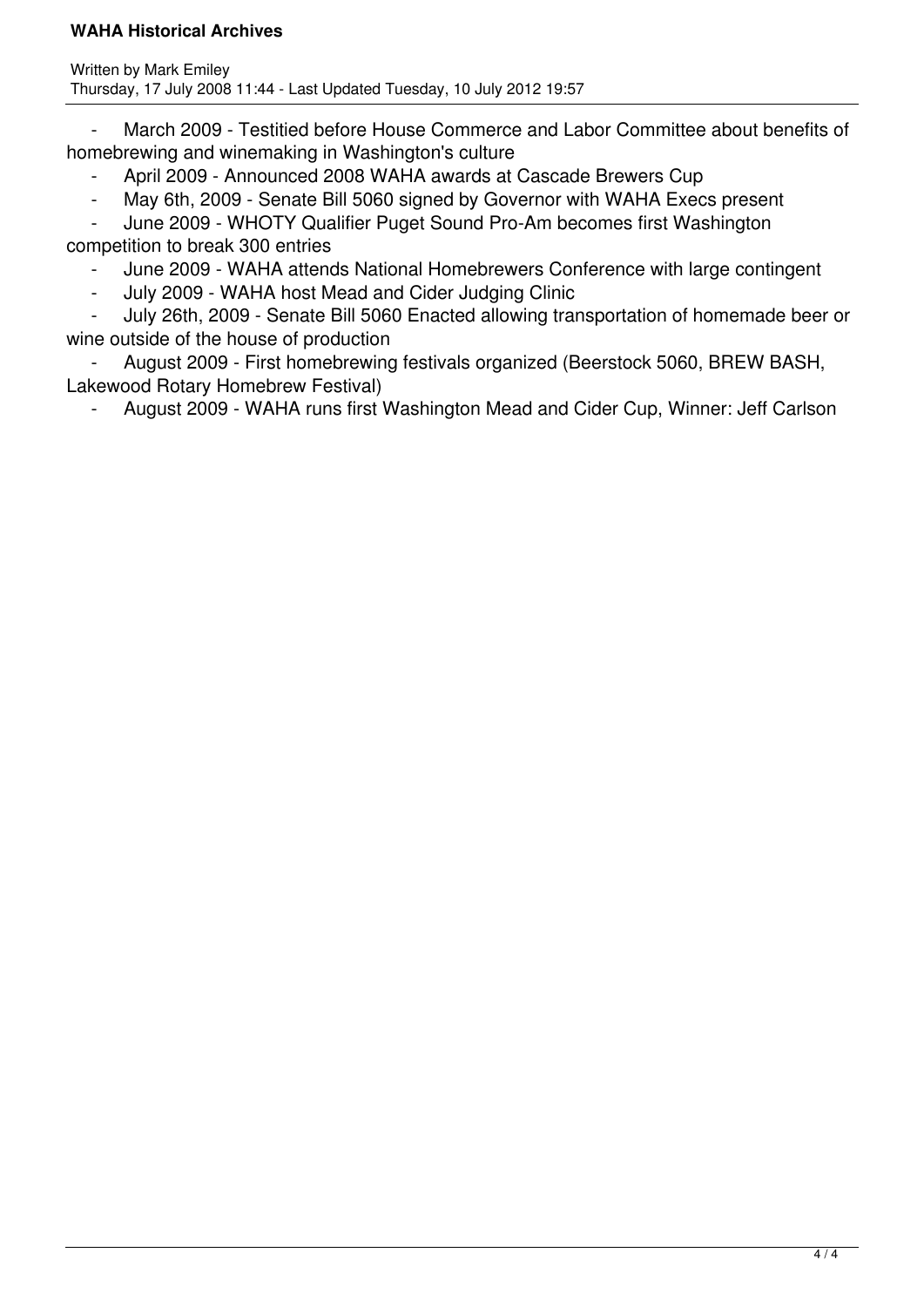- March 2009 - Testitied before House Commerce and Labor Committee about benefits of homebrewing and winemaking in Washington's culture
- April 2009 - Announced 2008 WAHA awards at Cascade Brewers Cup
- May 6th, 2009 - Senate Bill 5060 signed by Governor with WAHA Execs present
- June 2009 - WHOTY Qualifier Puget Sound Pro-Am becomes first Washington competition to break 300 entries
- June 2009 - WAHA attends National Homebrewers Conference with large contingent
- July 2009 - WAHA host Mead and Cider Judging Clinic
- July 26th, 2009 - Senate Bill 5060 Enacted allowing transportation of homemade beer or wine outside of the house of production
- August 2009 - First homebrewing festivals organized (Beerstock 5060, BREW BASH, Lakewood Rotary Homebrew Festival)
- August 2009 - WAHA runs first Washington Mead and Cider Cup, Winner: Jeff Carlson